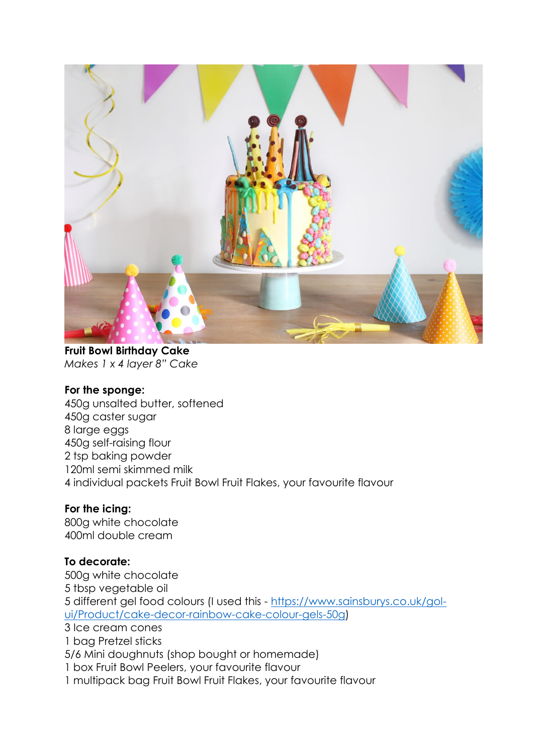**Fruit Bowl Birthday Cake**
*Makes 1 x 4 layer 8" Cake*

**For the sponge:**
450g unsalted butter, softened
450g caster sugar
8 large eggs
450g self-raising flour
2 tsp baking powder
120ml semi skimmed milk
4 individual packets Fruit Bowl Fruit Flakes, your favourite flavour

**For the icing:**
800g white chocolate
400ml double cream

**To decorate:**
500g white chocolate
5 tbsp vegetable oil
5 different gel food colours (I used this - [https://www.sainsburys.co.uk/gol-ui/Product/cake-decor-rainbow-cake-colour-gels-50g](https://www.sainsburys.co.uk/gol-ui/Product/cake-decor-rainbow-cake-colour-gels-50g))
3 Ice cream cones
1 bag Pretzel sticks
5/6 Mini doughnuts (shop bought or homemade)
1 box Fruit Bowl Peelers, your favourite flavour
1 multipack bag Fruit Bowl Fruit Flakes, your favourite flavour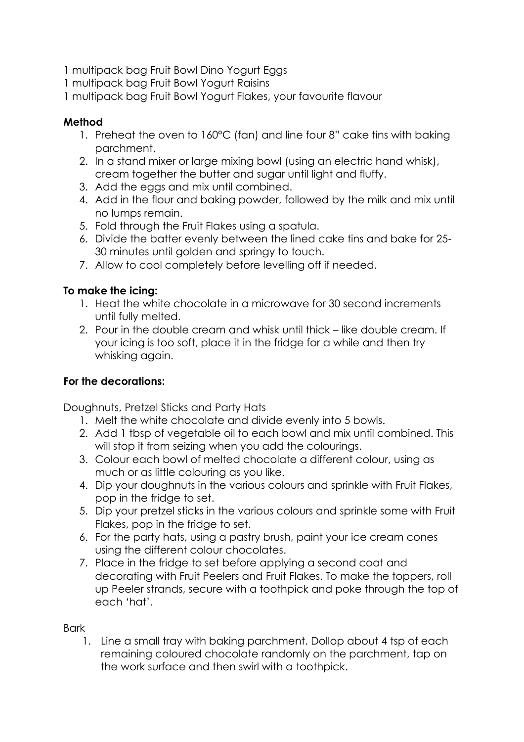1 multipack bag Fruit Bowl Dino Yogurt Eggs
1 multipack bag Fruit Bowl Yogurt Raisins
1 multipack bag Fruit Bowl Yogurt Flakes, your favourite flavour

**Method**

1. Preheat the oven to 160°C (fan) and line four 8" cake tins with baking parchment.
2. In a stand mixer or large mixing bowl (using an electric hand whisk), cream together the butter and sugar until light and fluffy.
3. Add the eggs and mix until combined.
4. Add in the flour and baking powder, followed by the milk and mix until no lumps remain.
5. Fold through the Fruit Flakes using a spatula.
6. Divide the batter evenly between the lined cake tins and bake for 25-30 minutes until golden and springy to touch.
7. Allow to cool completely before levelling off if needed.

**To make the icing:**

1. Heat the white chocolate in a microwave for 30 second increments until fully melted.
2. Pour in the double cream and whisk until thick – like double cream. If your icing is too soft, place it in the fridge for a while and then try whisking again.

**For the decorations:**

Doughnuts, Pretzel Sticks and Party Hats

1. Melt the white chocolate and divide evenly into 5 bowls.
2. Add 1 tbsp of vegetable oil to each bowl and mix until combined. This will stop it from seizing when you add the colourings.
3. Colour each bowl of melted chocolate a different colour, using as much or as little colouring as you like.
4. Dip your doughnuts in the various colours and sprinkle with Fruit Flakes, pop in the fridge to set.
5. Dip your pretzel sticks in the various colours and sprinkle some with Fruit Flakes, pop in the fridge to set.
6. For the party hats, using a pastry brush, paint your ice cream cones using the different colour chocolates.
7. Place in the fridge to set before applying a second coat and decorating with Fruit Peelers and Fruit Flakes. To make the toppers, roll up Peeler strands, secure with a toothpick and poke through the top of each 'hat'.

Bark

1. Line a small tray with baking parchment. Dollop about 4 tsp of each remaining coloured chocolate randomly on the parchment, tap on the work surface and then swirl with a toothpick.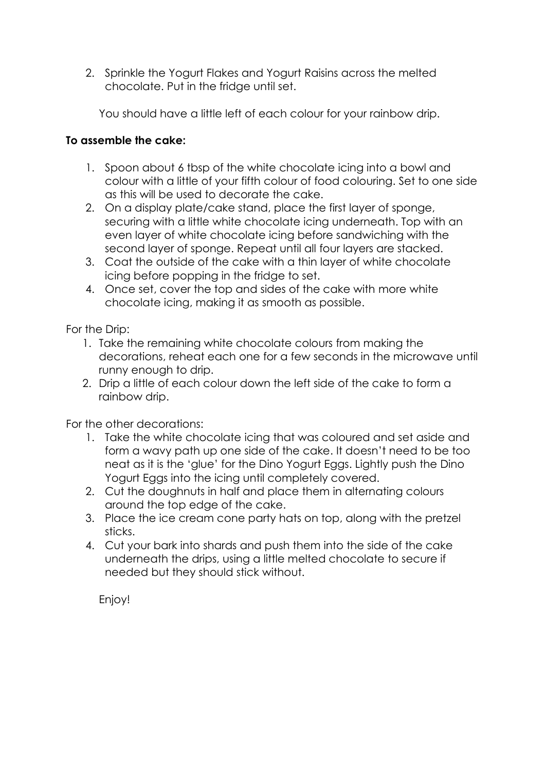2. Sprinkle the Yogurt Flakes and Yogurt Raisins across the melted chocolate. Put in the fridge until set.

   You should have a little left of each colour for your rainbow drip.

**To assemble the cake:**

1. Spoon about 6 tbsp of the white chocolate icing into a bowl and colour with a little of your fifth colour of food colouring. Set to one side as this will be used to decorate the cake.
2. On a display plate/cake stand, place the first layer of sponge, securing with a little white chocolate icing underneath. Top with an even layer of white chocolate icing before sandwiching with the second layer of sponge. Repeat until all four layers are stacked.
3. Coat the outside of the cake with a thin layer of white chocolate icing before popping in the fridge to set.
4. Once set, cover the top and sides of the cake with more white chocolate icing, making it as smooth as possible.

For the Drip:

1. Take the remaining white chocolate colours from making the decorations, reheat each one for a few seconds in the microwave until runny enough to drip.
2. Drip a little of each colour down the left side of the cake to form a rainbow drip.

For the other decorations:

1. Take the white chocolate icing that was coloured and set aside and form a wavy path up one side of the cake. It doesn't need to be too neat as it is the 'glue' for the Dino Yogurt Eggs. Lightly push the Dino Yogurt Eggs into the icing until completely covered.
2. Cut the doughnuts in half and place them in alternating colours around the top edge of the cake.
3. Place the ice cream cone party hats on top, along with the pretzel sticks.
4. Cut your bark into shards and push them into the side of the cake underneath the drips, using a little melted chocolate to secure if needed but they should stick without.

   Enjoy!